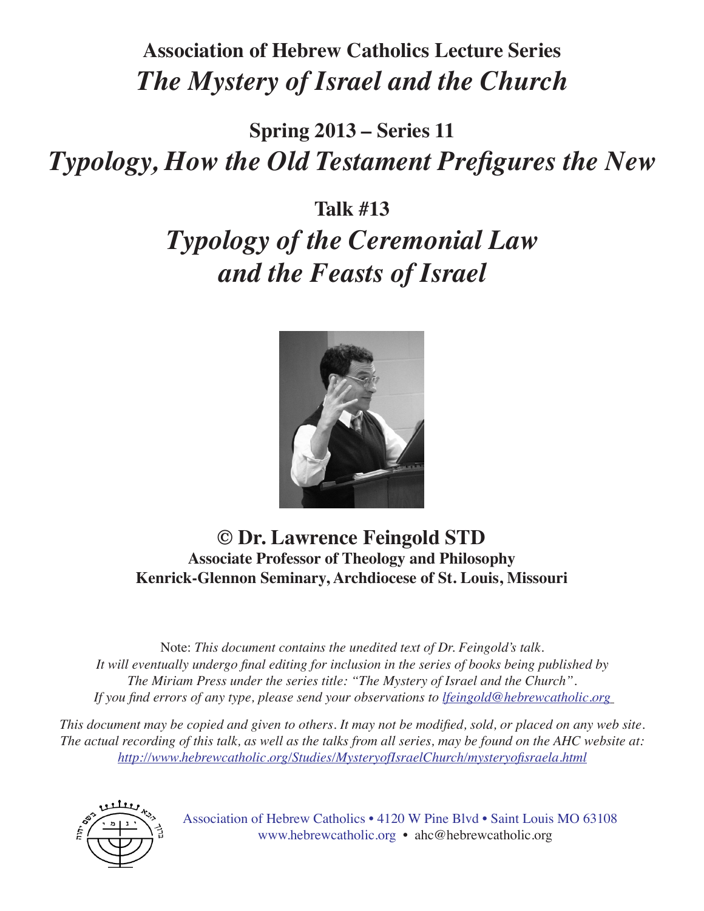# Association of Hebrew Catholics Lecture Series

## *The Mystery of Israel and the Church*

## Spring 2013 – Series 11

## *Typology, How the Old Testament Prefigures the New*

## Talk #13

# *Typology of the Ceremonial Law and the Feasts of Israel*

**© Dr. Lawrence Feingold STD**

**Associate Professor of Theology and Philosophy**

**Kenrick-Glennon Seminary, Archdiocese of St. Louis, Missouri**

Note: *This document contains the unedited text of Dr. Feingold's talk. It will eventually undergo final editing for inclusion in the series of books being published by The Miriam Press under the series title: "The Mystery of Israel and the Church". If you find errors of any type, please send your observations to lfeingold@hebrewcatholic.org*

*This document may be copied and given to others. It may not be modified, sold, or placed on any web site. The actual recording of this talk, as well as the talks from all series, may be found on the AHC website at: http://www.hebrewcatholic.org/Studies/MysteryofIsraelChurch/mysteryofisraela.html*

Association of Hebrew Catholics • 4120 W Pine Blvd • Saint Louis MO 63108
www.hebrewcatholic.org • ahc@hebrewcatholic.org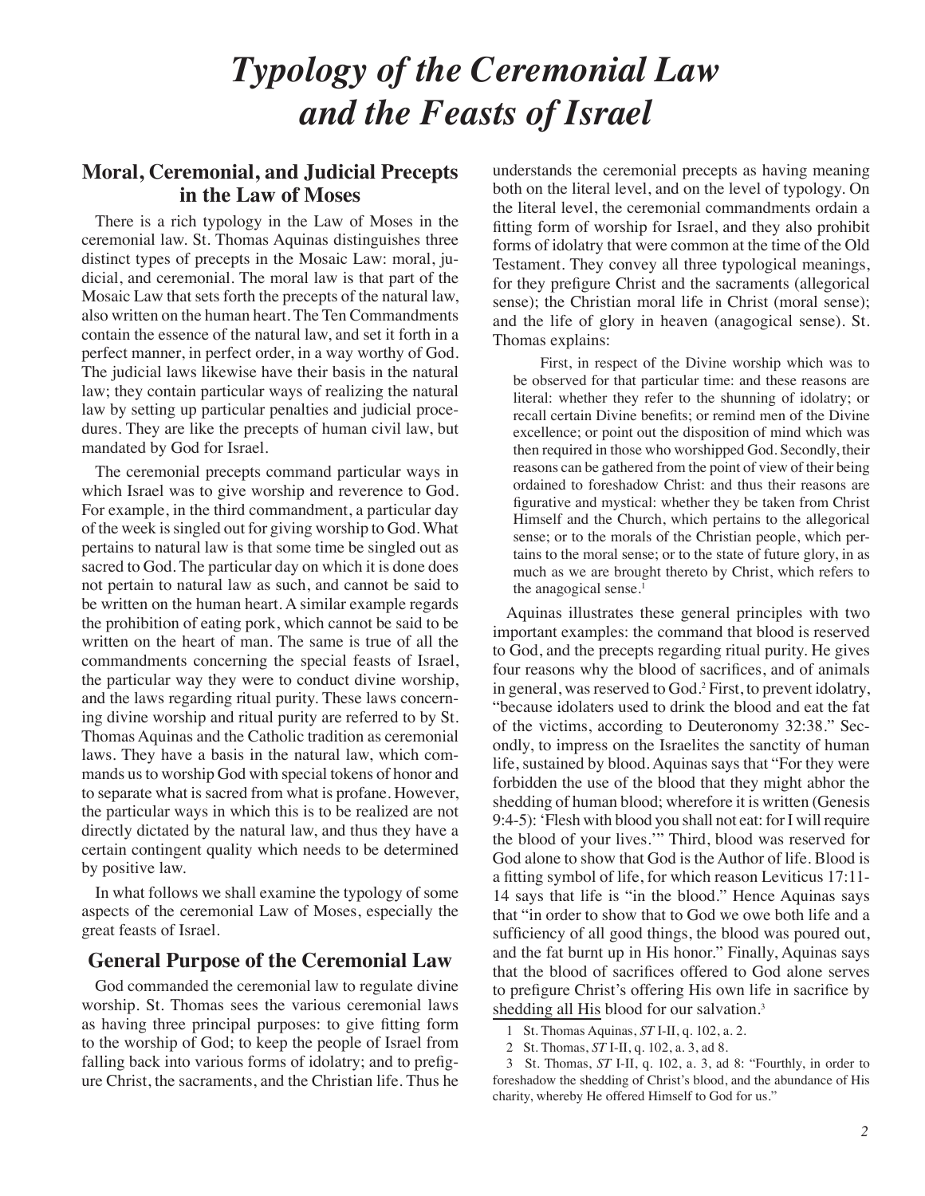# *Typology of the Ceremonial Law and the Feasts of Israel*

## Moral, Ceremonial, and Judicial Precepts in the Law of Moses

There is a rich typology in the Law of Moses in the ceremonial law. St. Thomas Aquinas distinguishes three distinct types of precepts in the Mosaic Law: moral, judicial, and ceremonial. The moral law is that part of the Mosaic Law that sets forth the precepts of the natural law, also written on the human heart. The Ten Commandments contain the essence of the natural law, and set it forth in a perfect manner, in perfect order, in a way worthy of God. The judicial laws likewise have their basis in the natural law; they contain particular ways of realizing the natural law by setting up particular penalties and judicial procedures. They are like the precepts of human civil law, but mandated by God for Israel.

The ceremonial precepts command particular ways in which Israel was to give worship and reverence to God. For example, in the third commandment, a particular day of the week is singled out for giving worship to God. What pertains to natural law is that some time be singled out as sacred to God. The particular day on which it is done does not pertain to natural law as such, and cannot be said to be written on the human heart. A similar example regards the prohibition of eating pork, which cannot be said to be written on the heart of man. The same is true of all the commandments concerning the special feasts of Israel, the particular way they were to conduct divine worship, and the laws regarding ritual purity. These laws concerning divine worship and ritual purity are referred to by St. Thomas Aquinas and the Catholic tradition as ceremonial laws. They have a basis in the natural law, which commands us to worship God with special tokens of honor and to separate what is sacred from what is profane. However, the particular ways in which this is to be realized are not directly dictated by the natural law, and thus they have a certain contingent quality which needs to be determined by positive law.

In what follows we shall examine the typology of some aspects of the ceremonial Law of Moses, especially the great feasts of Israel.

## General Purpose of the Ceremonial Law

God commanded the ceremonial law to regulate divine worship. St. Thomas sees the various ceremonial laws as having three principal purposes: to give fitting form to the worship of God; to keep the people of Israel from falling back into various forms of idolatry; and to prefigure Christ, the sacraments, and the Christian life. Thus he understands the ceremonial precepts as having meaning both on the literal level, and on the level of typology. On the literal level, the ceremonial commandments ordain a fitting form of worship for Israel, and they also prohibit forms of idolatry that were common at the time of the Old Testament. They convey all three typological meanings, for they prefigure Christ and the sacraments (allegorical sense); the Christian moral life in Christ (moral sense); and the life of glory in heaven (anagogical sense). St. Thomas explains:

> First, in respect of the Divine worship which was to be observed for that particular time: and these reasons are literal: whether they refer to the shunning of idolatry; or recall certain Divine benefits; or remind men of the Divine excellence; or point out the disposition of mind which was then required in those who worshipped God. Secondly, their reasons can be gathered from the point of view of their being ordained to foreshadow Christ: and thus their reasons are figurative and mystical: whether they be taken from Christ Himself and the Church, which pertains to the allegorical sense; or to the morals of the Christian people, which pertains to the moral sense; or to the state of future glory, in as much as we are brought thereto by Christ, which refers to the anagogical sense.[1]

Aquinas illustrates these general principles with two important examples: the command that blood is reserved to God, and the precepts regarding ritual purity. He gives four reasons why the blood of sacrifices, and of animals in general, was reserved to God.[2] First, to prevent idolatry, "because idolaters used to drink the blood and eat the fat of the victims, according to Deuteronomy 32:38." Secondly, to impress on the Israelites the sanctity of human life, sustained by blood. Aquinas says that "For they were forbidden the use of the blood that they might abhor the shedding of human blood; wherefore it is written (Genesis 9:4-5): 'Flesh with blood you shall not eat: for I will require the blood of your lives.'" Third, blood was reserved for God alone to show that God is the Author of life. Blood is a fitting symbol of life, for which reason Leviticus 17:11-14 says that life is "in the blood." Hence Aquinas says that "in order to show that to God we owe both life and a sufficiency of all good things, the blood was poured out, and the fat burnt up in His honor." Finally, Aquinas says that the blood of sacrifices offered to God alone serves to prefigure Christ's offering His own life in sacrifice by shedding all His blood for our salvation.[3]

1 St. Thomas Aquinas, *ST* I-II, q. 102, a. 2.

2 St. Thomas, *ST* I-II, q. 102, a. 3, ad 8.

3 St. Thomas, *ST* I-II, q. 102, a. 3, ad 8: "Fourthly, in order to foreshadow the shedding of Christ's blood, and the abundance of His charity, whereby He offered Himself to God for us."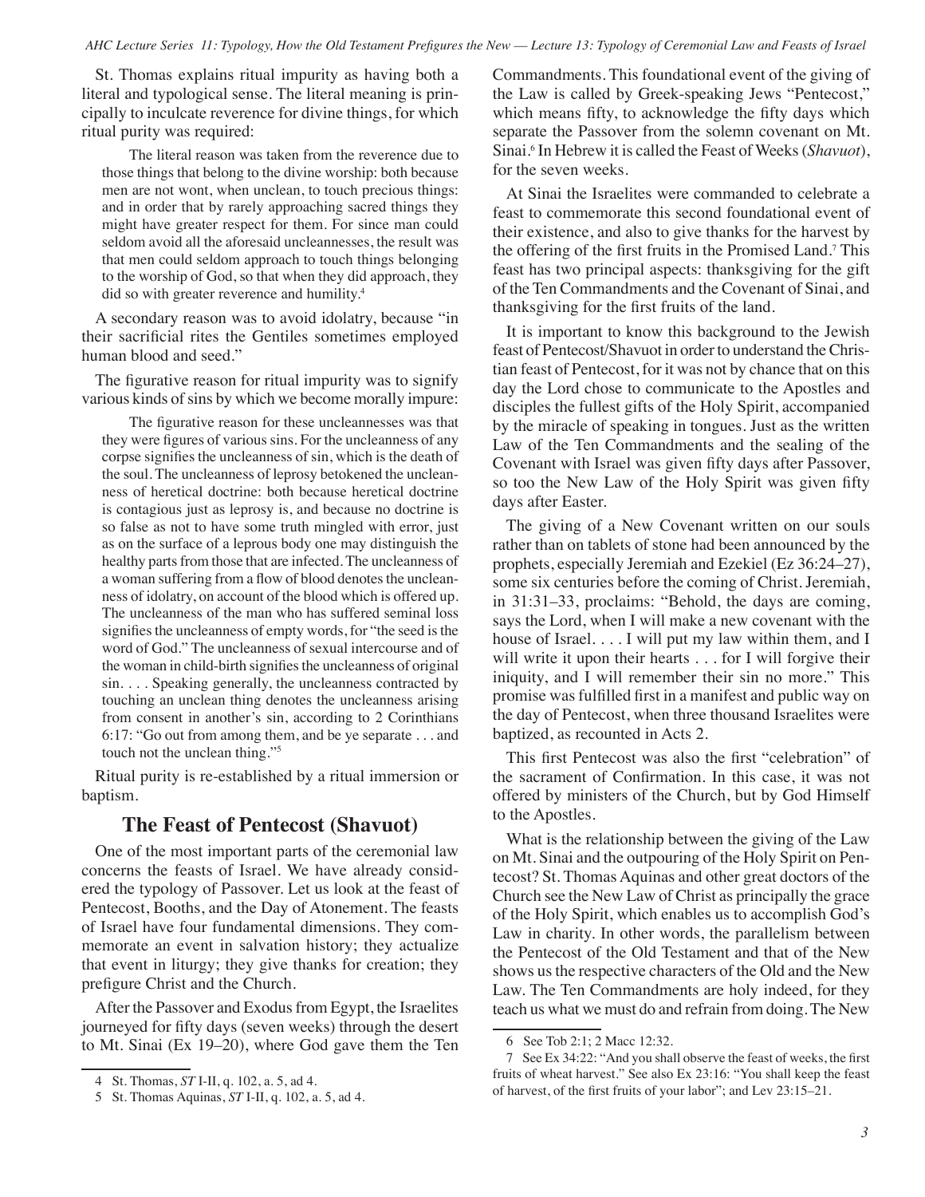St. Thomas explains ritual impurity as having both a literal and typological sense. The literal meaning is principally to inculcate reverence for divine things, for which ritual purity was required:

> The literal reason was taken from the reverence due to those things that belong to the divine worship: both because men are not wont, when unclean, to touch precious things: and in order that by rarely approaching sacred things they might have greater respect for them. For since man could seldom avoid all the aforesaid uncleannesses, the result was that men could seldom approach to touch things belonging to the worship of God, so that when they did approach, they did so with greater reverence and humility.[4]

A secondary reason was to avoid idolatry, because "in their sacrificial rites the Gentiles sometimes employed human blood and seed."

The figurative reason for ritual impurity was to signify various kinds of sins by which we become morally impure:

> The figurative reason for these uncleannesses was that they were figures of various sins. For the uncleanness of any corpse signifies the uncleanness of sin, which is the death of the soul. The uncleanness of leprosy betokened the uncleanness of heretical doctrine: both because heretical doctrine is contagious just as leprosy is, and because no doctrine is so false as not to have some truth mingled with error, just as on the surface of a leprous body one may distinguish the healthy parts from those that are infected. The uncleanness of a woman suffering from a flow of blood denotes the uncleanness of idolatry, on account of the blood which is offered up. The uncleanness of the man who has suffered seminal loss signifies the uncleanness of empty words, for "the seed is the word of God." The uncleanness of sexual intercourse and of the woman in child-birth signifies the uncleanness of original sin. . . . Speaking generally, the uncleanness contracted by touching an unclean thing denotes the uncleanness arising from consent in another's sin, according to 2 Corinthians 6:17: "Go out from among them, and be ye separate . . . and touch not the unclean thing."[5]

Ritual purity is re-established by a ritual immersion or baptism.

## The Feast of Pentecost (Shavuot)

One of the most important parts of the ceremonial law concerns the feasts of Israel. We have already considered the typology of Passover. Let us look at the feast of Pentecost, Booths, and the Day of Atonement. The feasts of Israel have four fundamental dimensions. They commemorate an event in salvation history; they actualize that event in liturgy; they give thanks for creation; they prefigure Christ and the Church.

After the Passover and Exodus from Egypt, the Israelites journeyed for fifty days (seven weeks) through the desert to Mt. Sinai (Ex 19–20), where God gave them the Ten Commandments. This foundational event of the giving of the Law is called by Greek-speaking Jews "Pentecost," which means fifty, to acknowledge the fifty days which separate the Passover from the solemn covenant on Mt. Sinai.[6] In Hebrew it is called the Feast of Weeks (*Shavuot*), for the seven weeks.

At Sinai the Israelites were commanded to celebrate a feast to commemorate this second foundational event of their existence, and also to give thanks for the harvest by the offering of the first fruits in the Promised Land.[7] This feast has two principal aspects: thanksgiving for the gift of the Ten Commandments and the Covenant of Sinai, and thanksgiving for the first fruits of the land.

It is important to know this background to the Jewish feast of Pentecost/Shavuot in order to understand the Christian feast of Pentecost, for it was not by chance that on this day the Lord chose to communicate to the Apostles and disciples the fullest gifts of the Holy Spirit, accompanied by the miracle of speaking in tongues. Just as the written Law of the Ten Commandments and the sealing of the Covenant with Israel was given fifty days after Passover, so too the New Law of the Holy Spirit was given fifty days after Easter.

The giving of a New Covenant written on our souls rather than on tablets of stone had been announced by the prophets, especially Jeremiah and Ezekiel (Ez 36:24–27), some six centuries before the coming of Christ. Jeremiah, in 31:31–33, proclaims: "Behold, the days are coming, says the Lord, when I will make a new covenant with the house of Israel. . . . I will put my law within them, and I will write it upon their hearts . . . for I will forgive their iniquity, and I will remember their sin no more." This promise was fulfilled first in a manifest and public way on the day of Pentecost, when three thousand Israelites were baptized, as recounted in Acts 2.

This first Pentecost was also the first "celebration" of the sacrament of Confirmation. In this case, it was not offered by ministers of the Church, but by God Himself to the Apostles.

What is the relationship between the giving of the Law on Mt. Sinai and the outpouring of the Holy Spirit on Pentecost? St. Thomas Aquinas and other great doctors of the Church see the New Law of Christ as principally the grace of the Holy Spirit, which enables us to accomplish God's Law in charity. In other words, the parallelism between the Pentecost of the Old Testament and that of the New shows us the respective characters of the Old and the New Law. The Ten Commandments are holy indeed, for they teach us what we must do and refrain from doing. The New

---

4 St. Thomas, *ST* I-II, q. 102, a. 5, ad 4.

5 St. Thomas Aquinas, *ST* I-II, q. 102, a. 5, ad 4.

6 See Tob 2:1; 2 Macc 12:32.

7 See Ex 34:22: "And you shall observe the feast of weeks, the first fruits of wheat harvest." See also Ex 23:16: "You shall keep the feast of harvest, of the first fruits of your labor"; and Lev 23:15–21.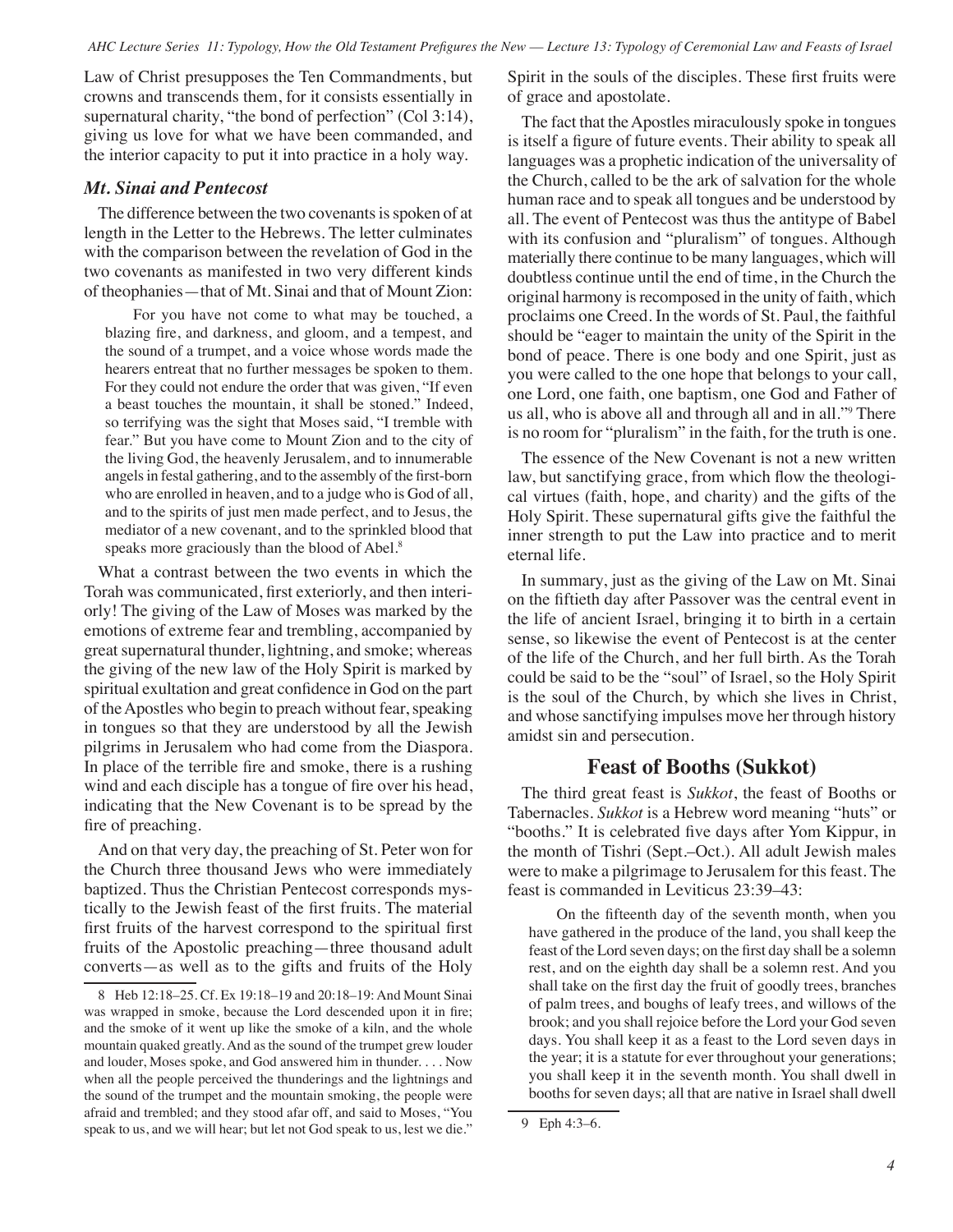Law of Christ presupposes the Ten Commandments, but crowns and transcends them, for it consists essentially in supernatural charity, "the bond of perfection" (Col 3:14), giving us love for what we have been commanded, and the interior capacity to put it into practice in a holy way.

### *Mt. Sinai and Pentecost*

The difference between the two covenants is spoken of at length in the Letter to the Hebrews. The letter culminates with the comparison between the revelation of God in the two covenants as manifested in two very different kinds of theophanies—that of Mt. Sinai and that of Mount Zion:

> For you have not come to what may be touched, a blazing fire, and darkness, and gloom, and a tempest, and the sound of a trumpet, and a voice whose words made the hearers entreat that no further messages be spoken to them. For they could not endure the order that was given, "If even a beast touches the mountain, it shall be stoned." Indeed, so terrifying was the sight that Moses said, "I tremble with fear." But you have come to Mount Zion and to the city of the living God, the heavenly Jerusalem, and to innumerable angels in festal gathering, and to the assembly of the first-born who are enrolled in heaven, and to a judge who is God of all, and to the spirits of just men made perfect, and to Jesus, the mediator of a new covenant, and to the sprinkled blood that speaks more graciously than the blood of Abel.[8]

What a contrast between the two events in which the Torah was communicated, first exteriorly, and then interiorly! The giving of the Law of Moses was marked by the emotions of extreme fear and trembling, accompanied by great supernatural thunder, lightning, and smoke; whereas the giving of the new law of the Holy Spirit is marked by spiritual exultation and great confidence in God on the part of the Apostles who begin to preach without fear, speaking in tongues so that they are understood by all the Jewish pilgrims in Jerusalem who had come from the Diaspora. In place of the terrible fire and smoke, there is a rushing wind and each disciple has a tongue of fire over his head, indicating that the New Covenant is to be spread by the fire of preaching.

And on that very day, the preaching of St. Peter won for the Church three thousand Jews who were immediately baptized. Thus the Christian Pentecost corresponds mystically to the Jewish feast of the first fruits. The material first fruits of the harvest correspond to the spiritual first fruits of the Apostolic preaching—three thousand adult converts—as well as to the gifts and fruits of the Holy Spirit in the souls of the disciples. These first fruits were of grace and apostolate.

The fact that the Apostles miraculously spoke in tongues is itself a figure of future events. Their ability to speak all languages was a prophetic indication of the universality of the Church, called to be the ark of salvation for the whole human race and to speak all tongues and be understood by all. The event of Pentecost was thus the antitype of Babel with its confusion and "pluralism" of tongues. Although materially there continue to be many languages, which will doubtless continue until the end of time, in the Church the original harmony is recomposed in the unity of faith, which proclaims one Creed. In the words of St. Paul, the faithful should be "eager to maintain the unity of the Spirit in the bond of peace. There is one body and one Spirit, just as you were called to the one hope that belongs to your call, one Lord, one faith, one baptism, one God and Father of us all, who is above all and through all and in all."[9] There is no room for "pluralism" in the faith, for the truth is one.

The essence of the New Covenant is not a new written law, but sanctifying grace, from which flow the theological virtues (faith, hope, and charity) and the gifts of the Holy Spirit. These supernatural gifts give the faithful the inner strength to put the Law into practice and to merit eternal life.

In summary, just as the giving of the Law on Mt. Sinai on the fiftieth day after Passover was the central event in the life of ancient Israel, bringing it to birth in a certain sense, so likewise the event of Pentecost is at the center of the life of the Church, and her full birth. As the Torah could be said to be the "soul" of Israel, so the Holy Spirit is the soul of the Church, by which she lives in Christ, and whose sanctifying impulses move her through history amidst sin and persecution.

## Feast of Booths (Sukkot)

The third great feast is *Sukkot*, the feast of Booths or Tabernacles. *Sukkot* is a Hebrew word meaning "huts" or "booths." It is celebrated five days after Yom Kippur, in the month of Tishri (Sept.–Oct.). All adult Jewish males were to make a pilgrimage to Jerusalem for this feast. The feast is commanded in Leviticus 23:39–43:

> On the fifteenth day of the seventh month, when you have gathered in the produce of the land, you shall keep the feast of the Lord seven days; on the first day shall be a solemn rest, and on the eighth day shall be a solemn rest. And you shall take on the first day the fruit of goodly trees, branches of palm trees, and boughs of leafy trees, and willows of the brook; and you shall rejoice before the Lord your God seven days. You shall keep it as a feast to the Lord seven days in the year; it is a statute for ever throughout your generations; you shall keep it in the seventh month. You shall dwell in booths for seven days; all that are native in Israel shall dwell

---

8 Heb 12:18–25. Cf. Ex 19:18–19 and 20:18–19: And Mount Sinai was wrapped in smoke, because the Lord descended upon it in fire; and the smoke of it went up like the smoke of a kiln, and the whole mountain quaked greatly. And as the sound of the trumpet grew louder and louder, Moses spoke, and God answered him in thunder. . . . Now when all the people perceived the thunderings and the lightnings and the sound of the trumpet and the mountain smoking, the people were afraid and trembled; and they stood afar off, and said to Moses, "You speak to us, and we will hear; but let not God speak to us, lest we die."

9 Eph 4:3–6.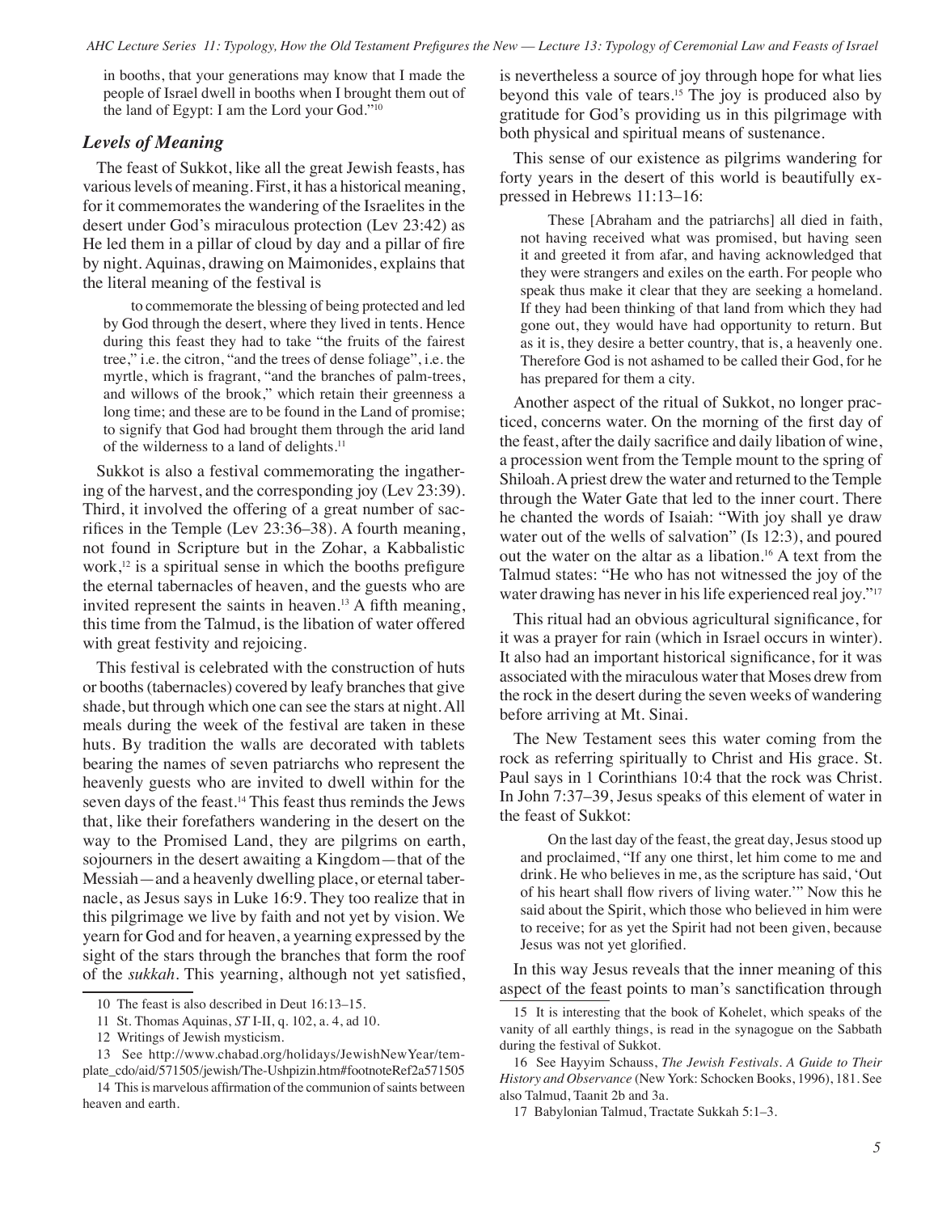in booths, that your generations may know that I made the people of Israel dwell in booths when I brought them out of the land of Egypt: I am the Lord your God."[10]

### *Levels of Meaning*

The feast of Sukkot, like all the great Jewish feasts, has various levels of meaning. First, it has a historical meaning, for it commemorates the wandering of the Israelites in the desert under God's miraculous protection (Lev 23:42) as He led them in a pillar of cloud by day and a pillar of fire by night. Aquinas, drawing on Maimonides, explains that the literal meaning of the festival is

> to commemorate the blessing of being protected and led by God through the desert, where they lived in tents. Hence during this feast they had to take "the fruits of the fairest tree," i.e. the citron, "and the trees of dense foliage", i.e. the myrtle, which is fragrant, "and the branches of palm-trees, and willows of the brook," which retain their greenness a long time; and these are to be found in the Land of promise; to signify that God had brought them through the arid land of the wilderness to a land of delights.[11]

Sukkot is also a festival commemorating the ingathering of the harvest, and the corresponding joy (Lev 23:39). Third, it involved the offering of a great number of sacrifices in the Temple (Lev 23:36–38). A fourth meaning, not found in Scripture but in the Zohar, a Kabbalistic work,[12] is a spiritual sense in which the booths prefigure the eternal tabernacles of heaven, and the guests who are invited represent the saints in heaven.[13] A fifth meaning, this time from the Talmud, is the libation of water offered with great festivity and rejoicing.

This festival is celebrated with the construction of huts or booths (tabernacles) covered by leafy branches that give shade, but through which one can see the stars at night. All meals during the week of the festival are taken in these huts. By tradition the walls are decorated with tablets bearing the names of seven patriarchs who represent the heavenly guests who are invited to dwell within for the seven days of the feast.[14] This feast thus reminds the Jews that, like their forefathers wandering in the desert on the way to the Promised Land, they are pilgrims on earth, sojourners in the desert awaiting a Kingdom—that of the Messiah—and a heavenly dwelling place, or eternal tabernacle, as Jesus says in Luke 16:9. They too realize that in this pilgrimage we live by faith and not yet by vision. We yearn for God and for heaven, a yearning expressed by the sight of the stars through the branches that form the roof of the *sukkah*. This yearning, although not yet satisfied, is nevertheless a source of joy through hope for what lies beyond this vale of tears.[15] The joy is produced also by gratitude for God's providing us in this pilgrimage with both physical and spiritual means of sustenance.

This sense of our existence as pilgrims wandering for forty years in the desert of this world is beautifully expressed in Hebrews 11:13–16:

> These [Abraham and the patriarchs] all died in faith, not having received what was promised, but having seen it and greeted it from afar, and having acknowledged that they were strangers and exiles on the earth. For people who speak thus make it clear that they are seeking a homeland. If they had been thinking of that land from which they had gone out, they would have had opportunity to return. But as it is, they desire a better country, that is, a heavenly one. Therefore God is not ashamed to be called their God, for he has prepared for them a city.

Another aspect of the ritual of Sukkot, no longer practiced, concerns water. On the morning of the first day of the feast, after the daily sacrifice and daily libation of wine, a procession went from the Temple mount to the spring of Shiloah. A priest drew the water and returned to the Temple through the Water Gate that led to the inner court. There he chanted the words of Isaiah: "With joy shall ye draw water out of the wells of salvation" (Is 12:3), and poured out the water on the altar as a libation.[16] A text from the Talmud states: "He who has not witnessed the joy of the water drawing has never in his life experienced real joy."[17]

This ritual had an obvious agricultural significance, for it was a prayer for rain (which in Israel occurs in winter). It also had an important historical significance, for it was associated with the miraculous water that Moses drew from the rock in the desert during the seven weeks of wandering before arriving at Mt. Sinai.

The New Testament sees this water coming from the rock as referring spiritually to Christ and His grace. St. Paul says in 1 Corinthians 10:4 that the rock was Christ. In John 7:37–39, Jesus speaks of this element of water in the feast of Sukkot:

> On the last day of the feast, the great day, Jesus stood up and proclaimed, "If any one thirst, let him come to me and drink. He who believes in me, as the scripture has said, 'Out of his heart shall flow rivers of living water.'" Now this he said about the Spirit, which those who believed in him were to receive; for as yet the Spirit had not been given, because Jesus was not yet glorified.

In this way Jesus reveals that the inner meaning of this aspect of the feast points to man's sanctification through

---

10 The feast is also described in Deut 16:13–15.

11 St. Thomas Aquinas, *ST* I-II, q. 102, a. 4, ad 10.

12 Writings of Jewish mysticism.

13 See http://www.chabad.org/holidays/JewishNewYear/template_cdo/aid/571505/jewish/The-Ushpizin.htm#footnoteRef2a571505

14 This is marvelous affirmation of the communion of saints between heaven and earth.

15 It is interesting that the book of Kohelet, which speaks of the vanity of all earthly things, is read in the synagogue on the Sabbath during the festival of Sukkot.

16 See Hayyim Schauss, *The Jewish Festivals. A Guide to Their History and Observance* (New York: Schocken Books, 1996), 181. See also Talmud, Taanit 2b and 3a.

17 Babylonian Talmud, Tractate Sukkah 5:1–3.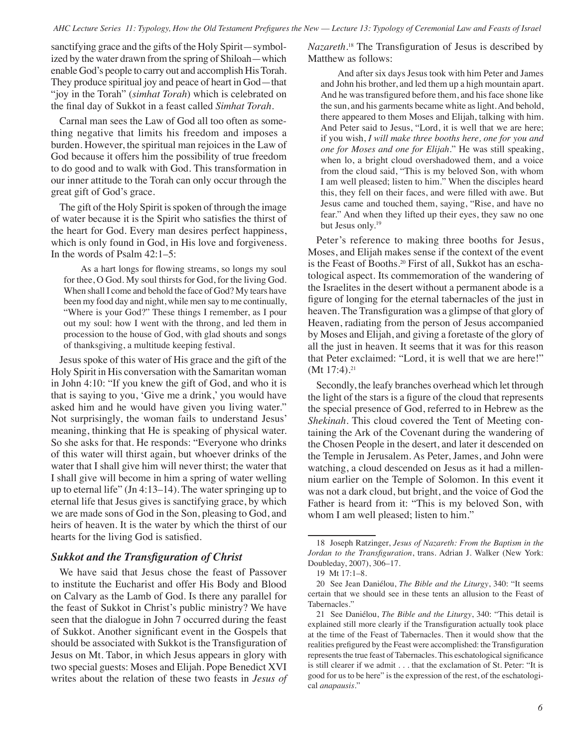sanctifying grace and the gifts of the Holy Spirit—symbolized by the water drawn from the spring of Shiloah—which enable God's people to carry out and accomplish His Torah. They produce spiritual joy and peace of heart in God—that "joy in the Torah" (*simhat Torah*) which is celebrated on the final day of Sukkot in a feast called *Simhat Torah*.

Carnal man sees the Law of God all too often as something negative that limits his freedom and imposes a burden. However, the spiritual man rejoices in the Law of God because it offers him the possibility of true freedom to do good and to walk with God. This transformation in our inner attitude to the Torah can only occur through the great gift of God's grace.

The gift of the Holy Spirit is spoken of through the image of water because it is the Spirit who satisfies the thirst of the heart for God. Every man desires perfect happiness, which is only found in God, in His love and forgiveness. In the words of Psalm 42:1–5:

> As a hart longs for flowing streams, so longs my soul for thee, O God. My soul thirsts for God, for the living God. When shall I come and behold the face of God? My tears have been my food day and night, while men say to me continually, "Where is your God?" These things I remember, as I pour out my soul: how I went with the throng, and led them in procession to the house of God, with glad shouts and songs of thanksgiving, a multitude keeping festival.

Jesus spoke of this water of His grace and the gift of the Holy Spirit in His conversation with the Samaritan woman in John 4:10: "If you knew the gift of God, and who it is that is saying to you, 'Give me a drink,' you would have asked him and he would have given you living water." Not surprisingly, the woman fails to understand Jesus' meaning, thinking that He is speaking of physical water. So she asks for that. He responds: "Everyone who drinks of this water will thirst again, but whoever drinks of the water that I shall give him will never thirst; the water that I shall give will become in him a spring of water welling up to eternal life" (Jn 4:13–14). The water springing up to eternal life that Jesus gives is sanctifying grace, by which we are made sons of God in the Son, pleasing to God, and heirs of heaven. It is the water by which the thirst of our hearts for the living God is satisfied.

### *Sukkot and the Transfiguration of Christ*

We have said that Jesus chose the feast of Passover to institute the Eucharist and offer His Body and Blood on Calvary as the Lamb of God. Is there any parallel for the feast of Sukkot in Christ's public ministry? We have seen that the dialogue in John 7 occurred during the feast of Sukkot. Another significant event in the Gospels that should be associated with Sukkot is the Transfiguration of Jesus on Mt. Tabor, in which Jesus appears in glory with two special guests: Moses and Elijah. Pope Benedict XVI writes about the relation of these two feasts in *Jesus of Nazareth*.[18] The Transfiguration of Jesus is described by Matthew as follows:

> And after six days Jesus took with him Peter and James and John his brother, and led them up a high mountain apart. And he was transfigured before them, and his face shone like the sun, and his garments became white as light. And behold, there appeared to them Moses and Elijah, talking with him. And Peter said to Jesus, "Lord, it is well that we are here; if you wish, *I will make three booths here, one for you and one for Moses and one for Elijah*." He was still speaking, when lo, a bright cloud overshadowed them, and a voice from the cloud said, "This is my beloved Son, with whom I am well pleased; listen to him." When the disciples heard this, they fell on their faces, and were filled with awe. But Jesus came and touched them, saying, "Rise, and have no fear." And when they lifted up their eyes, they saw no one but Jesus only.[19]

Peter's reference to making three booths for Jesus, Moses, and Elijah makes sense if the context of the event is the Feast of Booths.[20] First of all, Sukkot has an eschatological aspect. Its commemoration of the wandering of the Israelites in the desert without a permanent abode is a figure of longing for the eternal tabernacles of the just in heaven. The Transfiguration was a glimpse of that glory of Heaven, radiating from the person of Jesus accompanied by Moses and Elijah, and giving a foretaste of the glory of all the just in heaven. It seems that it was for this reason that Peter exclaimed: "Lord, it is well that we are here!" (Mt 17:4).[21]

Secondly, the leafy branches overhead which let through the light of the stars is a figure of the cloud that represents the special presence of God, referred to in Hebrew as the *Shekinah*. This cloud covered the Tent of Meeting containing the Ark of the Covenant during the wandering of the Chosen People in the desert, and later it descended on the Temple in Jerusalem. As Peter, James, and John were watching, a cloud descended on Jesus as it had a millennium earlier on the Temple of Solomon. In this event it was not a dark cloud, but bright, and the voice of God the Father is heard from it: "This is my beloved Son, with whom I am well pleased; listen to him."

---

18 Joseph Ratzinger, *Jesus of Nazareth: From the Baptism in the Jordan to the Transfiguration*, trans. Adrian J. Walker (New York: Doubleday, 2007), 306–17.

19 Mt 17:1–8.

20 See Jean Daniélou, *The Bible and the Liturgy*, 340: "It seems certain that we should see in these tents an allusion to the Feast of Tabernacles."

21 See Daniélou, *The Bible and the Liturgy*, 340: "This detail is explained still more clearly if the Transfiguration actually took place at the time of the Feast of Tabernacles. Then it would show that the realities prefigured by the Feast were accomplished: the Transfiguration represents the true feast of Tabernacles. This eschatological significance is still clearer if we admit . . . that the exclamation of St. Peter: "It is good for us to be here" is the expression of the rest, of the eschatological *anapausis*."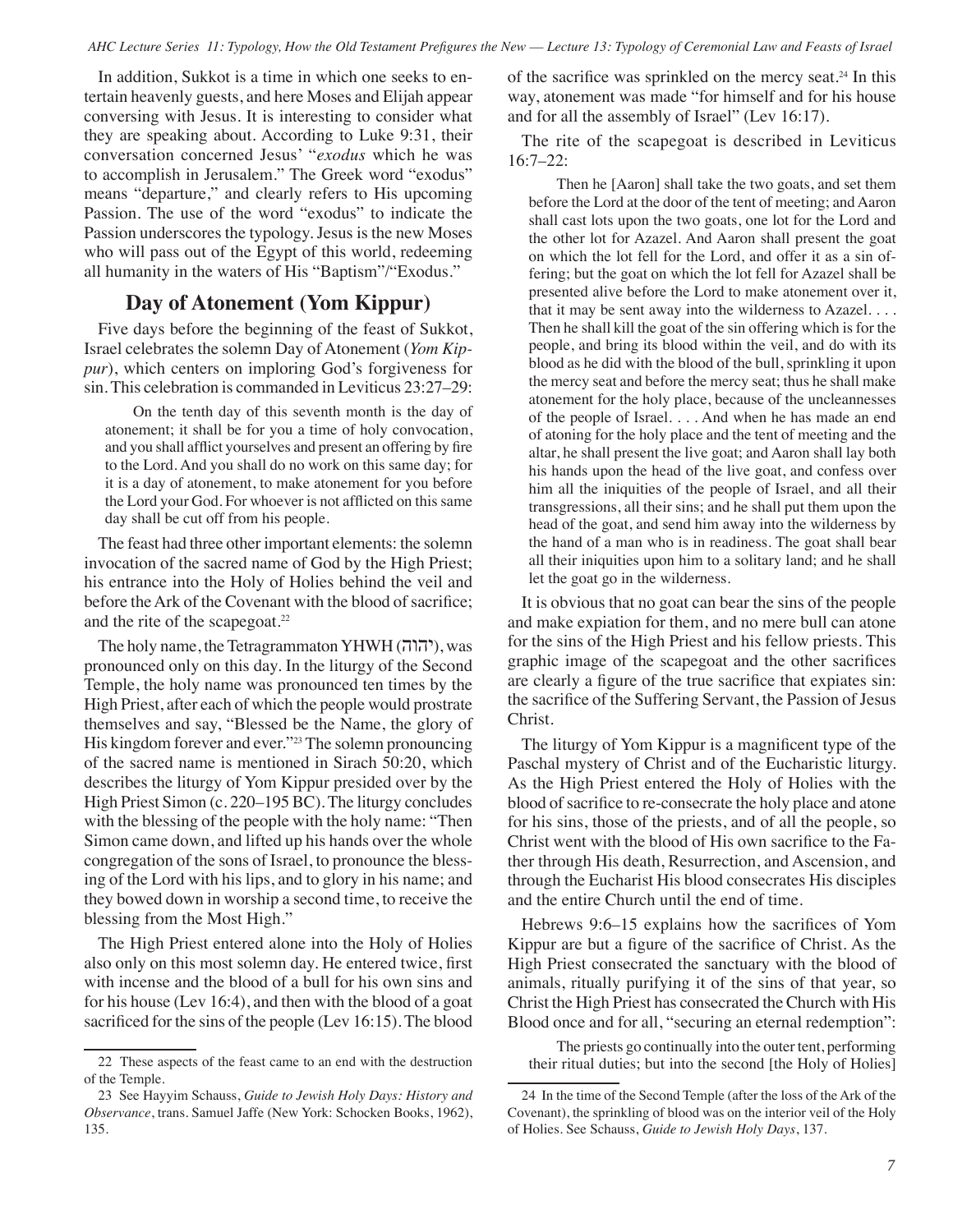In addition, Sukkot is a time in which one seeks to entertain heavenly guests, and here Moses and Elijah appear conversing with Jesus. It is interesting to consider what they are speaking about. According to Luke 9:31, their conversation concerned Jesus' "*exodus* which he was to accomplish in Jerusalem." The Greek word "exodus" means "departure," and clearly refers to His upcoming Passion. The use of the word "exodus" to indicate the Passion underscores the typology. Jesus is the new Moses who will pass out of the Egypt of this world, redeeming all humanity in the waters of His "Baptism"/"Exodus."

## Day of Atonement (Yom Kippur)

Five days before the beginning of the feast of Sukkot, Israel celebrates the solemn Day of Atonement (*Yom Kippur*), which centers on imploring God's forgiveness for sin. This celebration is commanded in Leviticus 23:27–29:

> On the tenth day of this seventh month is the day of atonement; it shall be for you a time of holy convocation, and you shall afflict yourselves and present an offering by fire to the Lord. And you shall do no work on this same day; for it is a day of atonement, to make atonement for you before the Lord your God. For whoever is not afflicted on this same day shall be cut off from his people.

The feast had three other important elements: the solemn invocation of the sacred name of God by the High Priest; his entrance into the Holy of Holies behind the veil and before the Ark of the Covenant with the blood of sacrifice; and the rite of the scapegoat.[22]

The holy name, the Tetragrammaton YHWH (יהוה), was pronounced only on this day. In the liturgy of the Second Temple, the holy name was pronounced ten times by the High Priest, after each of which the people would prostrate themselves and say, "Blessed be the Name, the glory of His kingdom forever and ever."[23] The solemn pronouncing of the sacred name is mentioned in Sirach 50:20, which describes the liturgy of Yom Kippur presided over by the High Priest Simon (c. 220–195 BC). The liturgy concludes with the blessing of the people with the holy name: "Then Simon came down, and lifted up his hands over the whole congregation of the sons of Israel, to pronounce the blessing of the Lord with his lips, and to glory in his name; and they bowed down in worship a second time, to receive the blessing from the Most High."

The High Priest entered alone into the Holy of Holies also only on this most solemn day. He entered twice, first with incense and the blood of a bull for his own sins and for his house (Lev 16:4), and then with the blood of a goat sacrificed for the sins of the people (Lev 16:15). The blood of the sacrifice was sprinkled on the mercy seat.[24] In this way, atonement was made "for himself and for his house and for all the assembly of Israel" (Lev 16:17).

The rite of the scapegoat is described in Leviticus 16:7–22:

> Then he [Aaron] shall take the two goats, and set them before the Lord at the door of the tent of meeting; and Aaron shall cast lots upon the two goats, one lot for the Lord and the other lot for Azazel. And Aaron shall present the goat on which the lot fell for the Lord, and offer it as a sin offering; but the goat on which the lot fell for Azazel shall be presented alive before the Lord to make atonement over it, that it may be sent away into the wilderness to Azazel. . . . Then he shall kill the goat of the sin offering which is for the people, and bring its blood within the veil, and do with its blood as he did with the blood of the bull, sprinkling it upon the mercy seat and before the mercy seat; thus he shall make atonement for the holy place, because of the uncleannesses of the people of Israel. . . . And when he has made an end of atoning for the holy place and the tent of meeting and the altar, he shall present the live goat; and Aaron shall lay both his hands upon the head of the live goat, and confess over him all the iniquities of the people of Israel, and all their transgressions, all their sins; and he shall put them upon the head of the goat, and send him away into the wilderness by the hand of a man who is in readiness. The goat shall bear all their iniquities upon him to a solitary land; and he shall let the goat go in the wilderness.

It is obvious that no goat can bear the sins of the people and make expiation for them, and no mere bull can atone for the sins of the High Priest and his fellow priests. This graphic image of the scapegoat and the other sacrifices are clearly a figure of the true sacrifice that expiates sin: the sacrifice of the Suffering Servant, the Passion of Jesus Christ.

The liturgy of Yom Kippur is a magnificent type of the Paschal mystery of Christ and of the Eucharistic liturgy. As the High Priest entered the Holy of Holies with the blood of sacrifice to re-consecrate the holy place and atone for his sins, those of the priests, and of all the people, so Christ went with the blood of His own sacrifice to the Father through His death, Resurrection, and Ascension, and through the Eucharist His blood consecrates His disciples and the entire Church until the end of time.

Hebrews 9:6–15 explains how the sacrifices of Yom Kippur are but a figure of the sacrifice of Christ. As the High Priest consecrated the sanctuary with the blood of animals, ritually purifying it of the sins of that year, so Christ the High Priest has consecrated the Church with His Blood once and for all, "securing an eternal redemption":

> The priests go continually into the outer tent, performing their ritual duties; but into the second [the Holy of Holies]

---

22 These aspects of the feast came to an end with the destruction of the Temple.

23 See Hayyim Schauss, *Guide to Jewish Holy Days: History and Observance*, trans. Samuel Jaffe (New York: Schocken Books, 1962), 135.

24 In the time of the Second Temple (after the loss of the Ark of the Covenant), the sprinkling of blood was on the interior veil of the Holy of Holies. See Schauss, *Guide to Jewish Holy Days*, 137.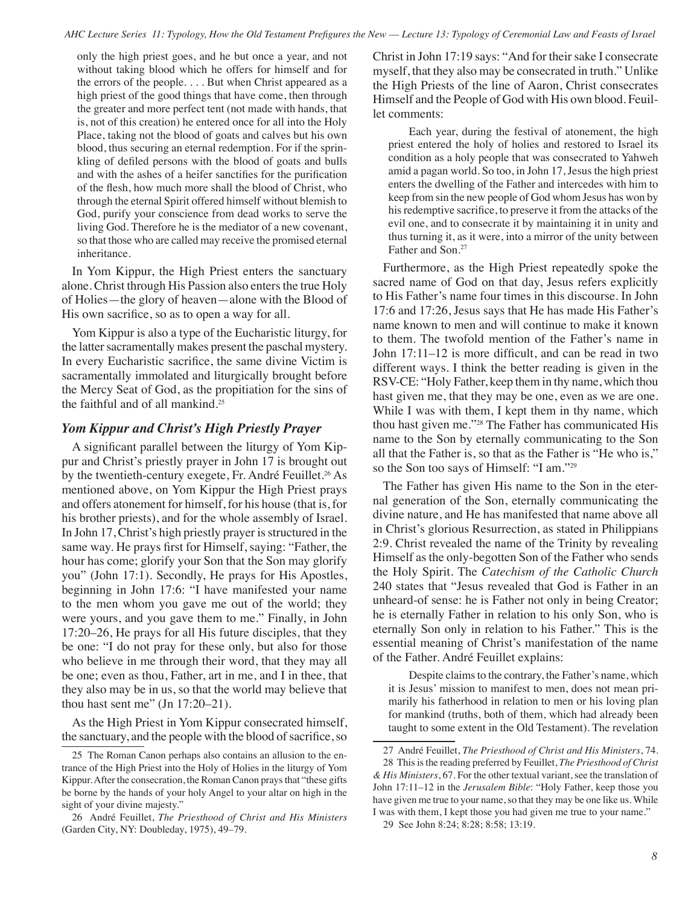only the high priest goes, and he but once a year, and not without taking blood which he offers for himself and for the errors of the people. . . . But when Christ appeared as a high priest of the good things that have come, then through the greater and more perfect tent (not made with hands, that is, not of this creation) he entered once for all into the Holy Place, taking not the blood of goats and calves but his own blood, thus securing an eternal redemption. For if the sprinkling of defiled persons with the blood of goats and bulls and with the ashes of a heifer sanctifies for the purification of the flesh, how much more shall the blood of Christ, who through the eternal Spirit offered himself without blemish to God, purify your conscience from dead works to serve the living God. Therefore he is the mediator of a new covenant, so that those who are called may receive the promised eternal inheritance.

In Yom Kippur, the High Priest enters the sanctuary alone. Christ through His Passion also enters the true Holy of Holies—the glory of heaven—alone with the Blood of His own sacrifice, so as to open a way for all.

Yom Kippur is also a type of the Eucharistic liturgy, for the latter sacramentally makes present the paschal mystery. In every Eucharistic sacrifice, the same divine Victim is sacramentally immolated and liturgically brought before the Mercy Seat of God, as the propitiation for the sins of the faithful and of all mankind.[25]

### *Yom Kippur and Christ's High Priestly Prayer*

A significant parallel between the liturgy of Yom Kippur and Christ's priestly prayer in John 17 is brought out by the twentieth-century exegete, Fr. André Feuillet.[26] As mentioned above, on Yom Kippur the High Priest prays and offers atonement for himself, for his house (that is, for his brother priests), and for the whole assembly of Israel. In John 17, Christ's high priestly prayer is structured in the same way. He prays first for Himself, saying: "Father, the hour has come; glorify your Son that the Son may glorify you" (John 17:1). Secondly, He prays for His Apostles, beginning in John 17:6: "I have manifested your name to the men whom you gave me out of the world; they were yours, and you gave them to me." Finally, in John 17:20–26, He prays for all His future disciples, that they be one: "I do not pray for these only, but also for those who believe in me through their word, that they may all be one; even as thou, Father, art in me, and I in thee, that they also may be in us, so that the world may believe that thou hast sent me" (Jn 17:20–21).

As the High Priest in Yom Kippur consecrated himself, the sanctuary, and the people with the blood of sacrifice, so Christ in John 17:19 says: "And for their sake I consecrate myself, that they also may be consecrated in truth." Unlike the High Priests of the line of Aaron, Christ consecrates Himself and the People of God with His own blood. Feuillet comments:

> Each year, during the festival of atonement, the high priest entered the holy of holies and restored to Israel its condition as a holy people that was consecrated to Yahweh amid a pagan world. So too, in John 17, Jesus the high priest enters the dwelling of the Father and intercedes with him to keep from sin the new people of God whom Jesus has won by his redemptive sacrifice, to preserve it from the attacks of the evil one, and to consecrate it by maintaining it in unity and thus turning it, as it were, into a mirror of the unity between Father and Son.[27]

Furthermore, as the High Priest repeatedly spoke the sacred name of God on that day, Jesus refers explicitly to His Father's name four times in this discourse. In John 17:6 and 17:26, Jesus says that He has made His Father's name known to men and will continue to make it known to them. The twofold mention of the Father's name in John 17:11–12 is more difficult, and can be read in two different ways. I think the better reading is given in the RSV-CE: "Holy Father, keep them in thy name, which thou hast given me, that they may be one, even as we are one. While I was with them, I kept them in thy name, which thou hast given me."[28] The Father has communicated His name to the Son by eternally communicating to the Son all that the Father is, so that as the Father is "He who is," so the Son too says of Himself: "I am."[29]

The Father has given His name to the Son in the eternal generation of the Son, eternally communicating the divine nature, and He has manifested that name above all in Christ's glorious Resurrection, as stated in Philippians 2:9. Christ revealed the name of the Trinity by revealing Himself as the only-begotten Son of the Father who sends the Holy Spirit. The *Catechism of the Catholic Church* 240 states that "Jesus revealed that God is Father in an unheard-of sense: he is Father not only in being Creator; he is eternally Father in relation to his only Son, who is eternally Son only in relation to his Father." This is the essential meaning of Christ's manifestation of the name of the Father. André Feuillet explains:

> Despite claims to the contrary, the Father's name, which it is Jesus' mission to manifest to men, does not mean primarily his fatherhood in relation to men or his loving plan for mankind (truths, both of them, which had already been taught to some extent in the Old Testament). The revelation

---

25 The Roman Canon perhaps also contains an allusion to the entrance of the High Priest into the Holy of Holies in the liturgy of Yom Kippur. After the consecration, the Roman Canon prays that "these gifts be borne by the hands of your holy Angel to your altar on high in the sight of your divine majesty."

26 André Feuillet, *The Priesthood of Christ and His Ministers* (Garden City, NY: Doubleday, 1975), 49–79.

27 André Feuillet, *The Priesthood of Christ and His Ministers*, 74.

28 This is the reading preferred by Feuillet, *The Priesthood of Christ & His Ministers*, 67. For the other textual variant, see the translation of John 17:11–12 in the *Jerusalem Bible*: "Holy Father, keep those you have given me true to your name, so that they may be one like us. While I was with them, I kept those you had given me true to your name."

29 See John 8:24; 8:28; 8:58; 13:19.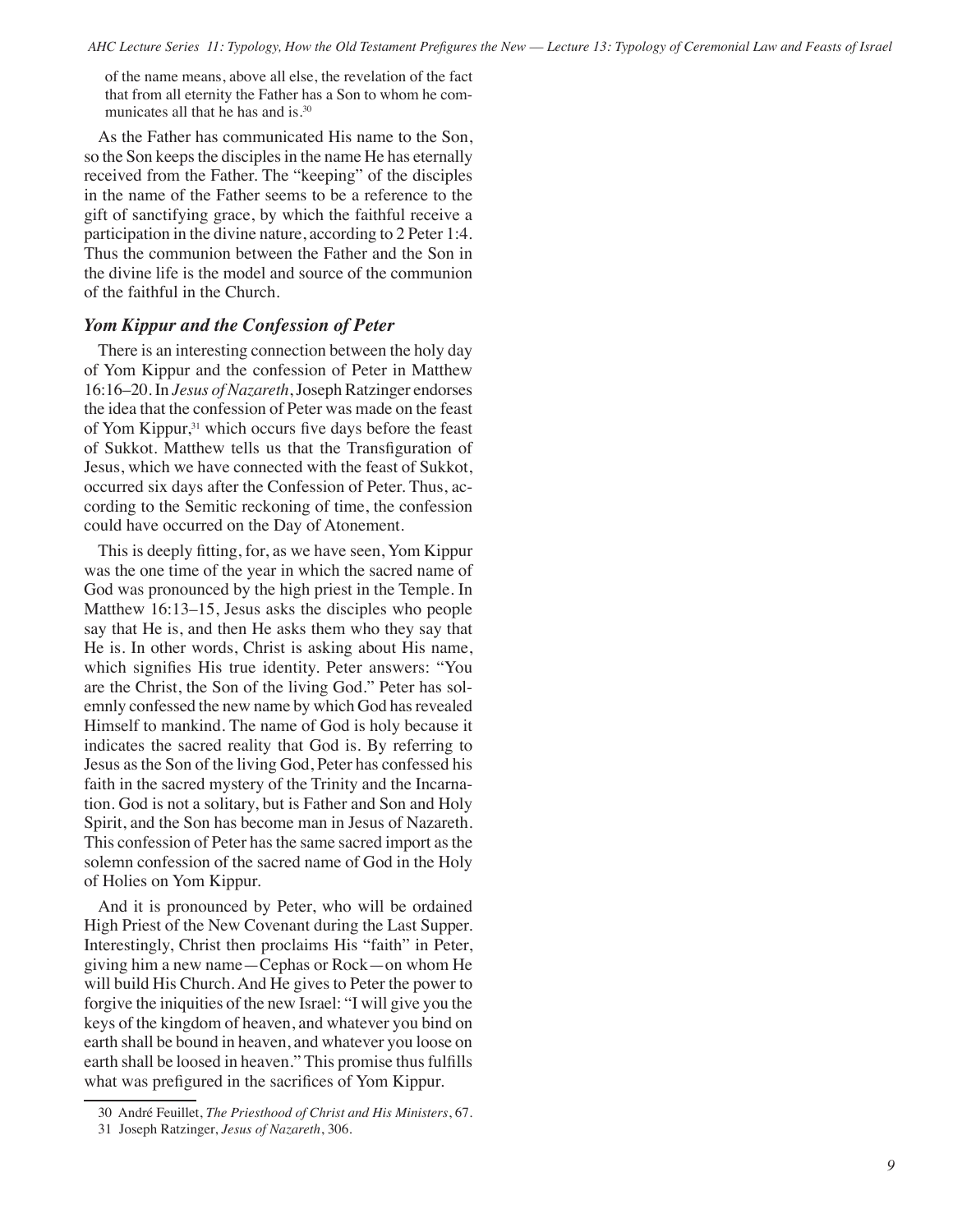of the name means, above all else, the revelation of the fact that from all eternity the Father has a Son to whom he communicates all that he has and is.[30]

As the Father has communicated His name to the Son, so the Son keeps the disciples in the name He has eternally received from the Father. The "keeping" of the disciples in the name of the Father seems to be a reference to the gift of sanctifying grace, by which the faithful receive a participation in the divine nature, according to 2 Peter 1:4. Thus the communion between the Father and the Son in the divine life is the model and source of the communion of the faithful in the Church.

### *Yom Kippur and the Confession of Peter*

There is an interesting connection between the holy day of Yom Kippur and the confession of Peter in Matthew 16:16–20. In *Jesus of Nazareth*, Joseph Ratzinger endorses the idea that the confession of Peter was made on the feast of Yom Kippur,[31] which occurs five days before the feast of Sukkot. Matthew tells us that the Transfiguration of Jesus, which we have connected with the feast of Sukkot, occurred six days after the Confession of Peter. Thus, according to the Semitic reckoning of time, the confession could have occurred on the Day of Atonement.

This is deeply fitting, for, as we have seen, Yom Kippur was the one time of the year in which the sacred name of God was pronounced by the high priest in the Temple. In Matthew 16:13–15, Jesus asks the disciples who people say that He is, and then He asks them who they say that He is. In other words, Christ is asking about His name, which signifies His true identity. Peter answers: "You are the Christ, the Son of the living God." Peter has solemnly confessed the new name by which God has revealed Himself to mankind. The name of God is holy because it indicates the sacred reality that God is. By referring to Jesus as the Son of the living God, Peter has confessed his faith in the sacred mystery of the Trinity and the Incarnation. God is not a solitary, but is Father and Son and Holy Spirit, and the Son has become man in Jesus of Nazareth. This confession of Peter has the same sacred import as the solemn confession of the sacred name of God in the Holy of Holies on Yom Kippur.

And it is pronounced by Peter, who will be ordained High Priest of the New Covenant during the Last Supper. Interestingly, Christ then proclaims His "faith" in Peter, giving him a new name—Cephas or Rock—on whom He will build His Church. And He gives to Peter the power to forgive the iniquities of the new Israel: "I will give you the keys of the kingdom of heaven, and whatever you bind on earth shall be bound in heaven, and whatever you loose on earth shall be loosed in heaven." This promise thus fulfills what was prefigured in the sacrifices of Yom Kippur.

30 André Feuillet, *The Priesthood of Christ and His Ministers*, 67.

31 Joseph Ratzinger, *Jesus of Nazareth*, 306.